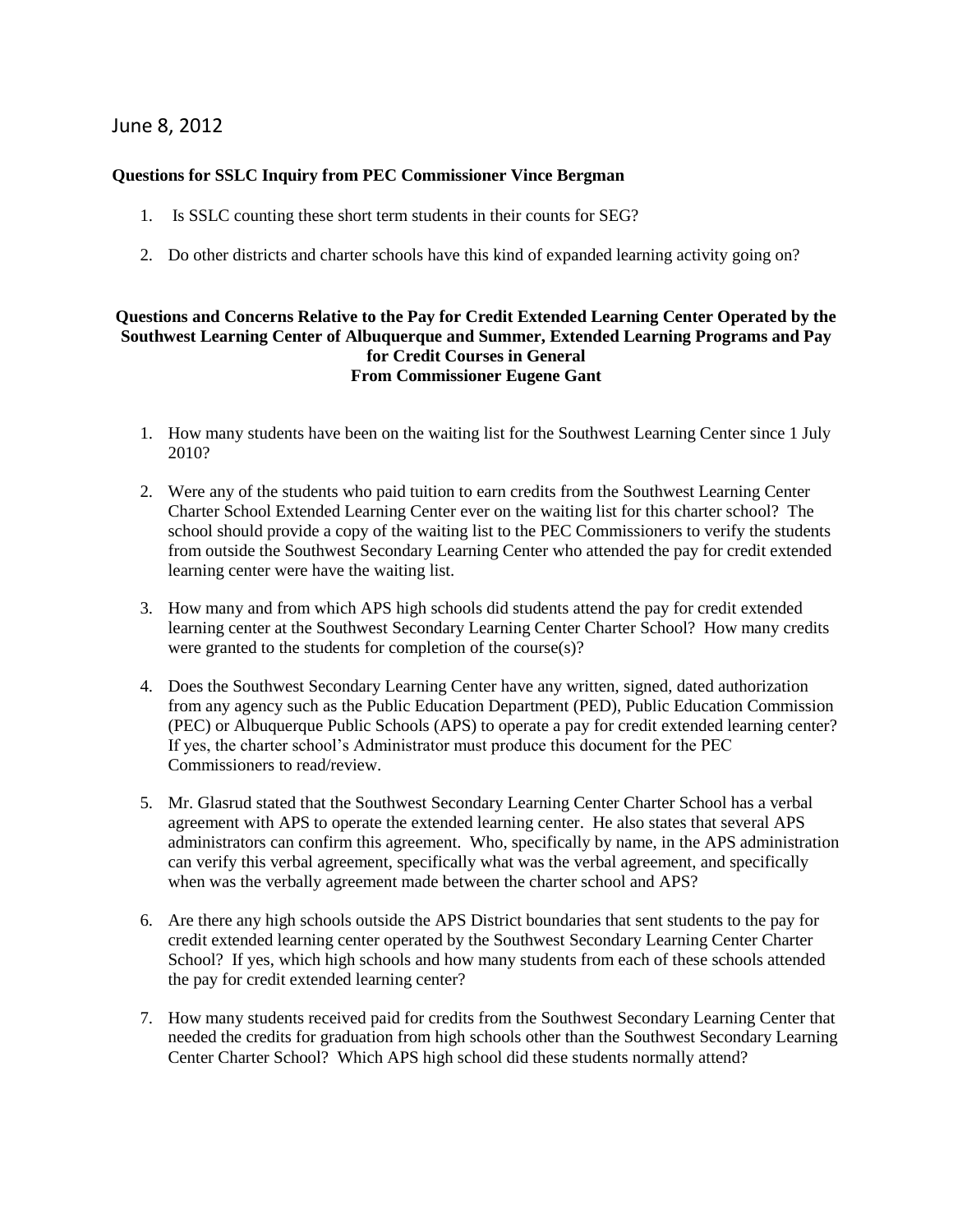June 8, 2012

**Questions for SSLC Inquiry from PEC Commissioner Vince Bergman**

1. Is SSLC counting these short term students in their counts for SEG?
2. Do other districts and charter schools have this kind of expanded learning activity going on?

**Questions and Concerns Relative to the Pay for Credit Extended Learning Center Operated by the Southwest Learning Center of Albuquerque and Summer, Extended Learning Programs and Pay for Credit Courses in General**
**From Commissioner Eugene Gant**

1. How many students have been on the waiting list for the Southwest Learning Center since 1 July 2010?
2. Were any of the students who paid tuition to earn credits from the Southwest Learning Center Charter School Extended Learning Center ever on the waiting list for this charter school? The school should provide a copy of the waiting list to the PEC Commissioners to verify the students from outside the Southwest Secondary Learning Center who attended the pay for credit extended learning center were have the waiting list.
3. How many and from which APS high schools did students attend the pay for credit extended learning center at the Southwest Secondary Learning Center Charter School? How many credits were granted to the students for completion of the course(s)?
4. Does the Southwest Secondary Learning Center have any written, signed, dated authorization from any agency such as the Public Education Department (PED), Public Education Commission (PEC) or Albuquerque Public Schools (APS) to operate a pay for credit extended learning center? If yes, the charter school's Administrator must produce this document for the PEC Commissioners to read/review.
5. Mr. Glasrud stated that the Southwest Secondary Learning Center Charter School has a verbal agreement with APS to operate the extended learning center. He also states that several APS administrators can confirm this agreement. Who, specifically by name, in the APS administration can verify this verbal agreement, specifically what was the verbal agreement, and specifically when was the verbally agreement made between the charter school and APS?
6. Are there any high schools outside the APS District boundaries that sent students to the pay for credit extended learning center operated by the Southwest Secondary Learning Center Charter School? If yes, which high schools and how many students from each of these schools attended the pay for credit extended learning center?
7. How many students received paid for credits from the Southwest Secondary Learning Center that needed the credits for graduation from high schools other than the Southwest Secondary Learning Center Charter School? Which APS high school did these students normally attend?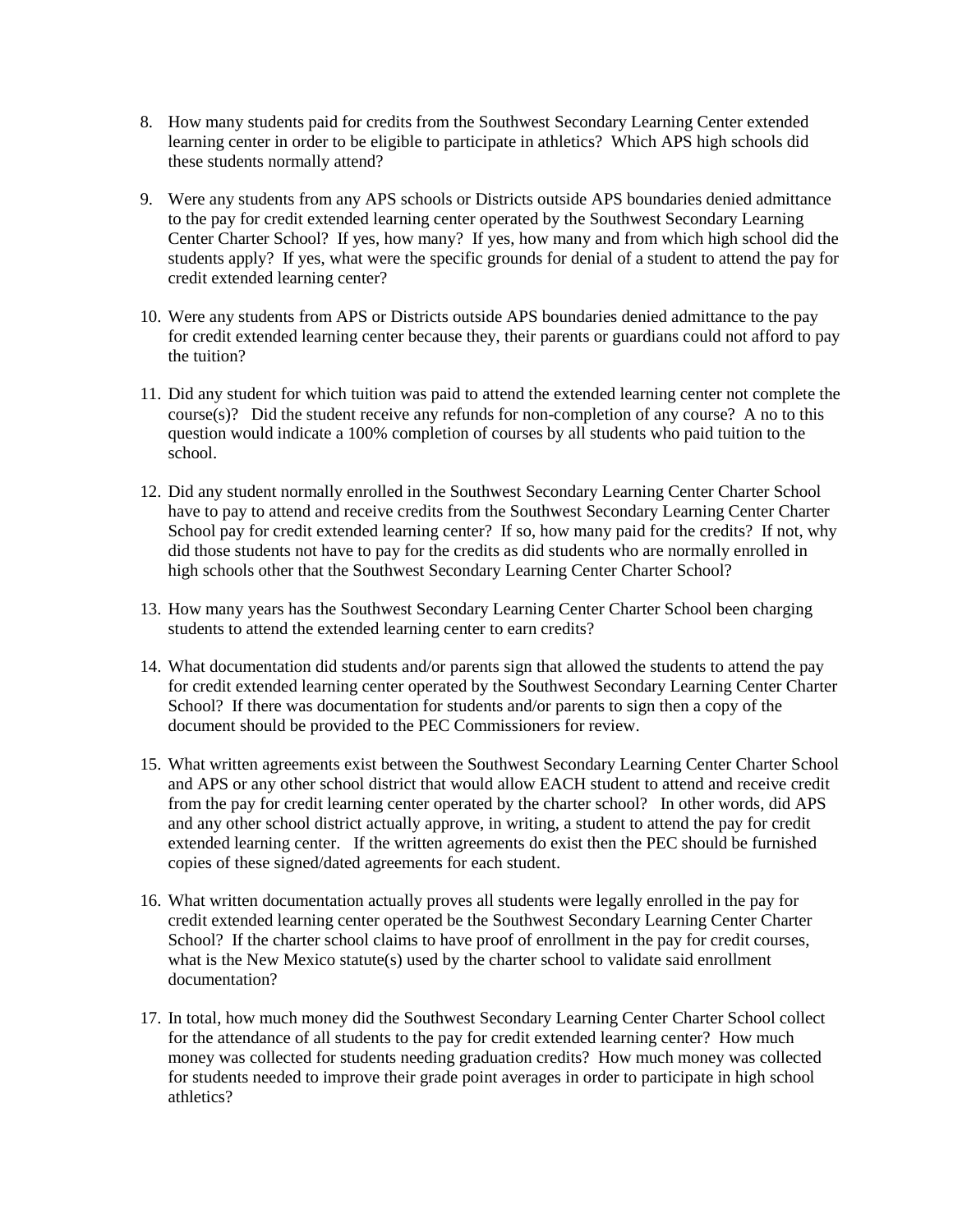8. How many students paid for credits from the Southwest Secondary Learning Center extended learning center in order to be eligible to participate in athletics? Which APS high schools did these students normally attend?

9. Were any students from any APS schools or Districts outside APS boundaries denied admittance to the pay for credit extended learning center operated by the Southwest Secondary Learning Center Charter School? If yes, how many? If yes, how many and from which high school did the students apply? If yes, what were the specific grounds for denial of a student to attend the pay for credit extended learning center?

10. Were any students from APS or Districts outside APS boundaries denied admittance to the pay for credit extended learning center because they, their parents or guardians could not afford to pay the tuition?

11. Did any student for which tuition was paid to attend the extended learning center not complete the course(s)? Did the student receive any refunds for non-completion of any course? A no to this question would indicate a 100% completion of courses by all students who paid tuition to the school.

12. Did any student normally enrolled in the Southwest Secondary Learning Center Charter School have to pay to attend and receive credits from the Southwest Secondary Learning Center Charter School pay for credit extended learning center? If so, how many paid for the credits? If not, why did those students not have to pay for the credits as did students who are normally enrolled in high schools other that the Southwest Secondary Learning Center Charter School?

13. How many years has the Southwest Secondary Learning Center Charter School been charging students to attend the extended learning center to earn credits?

14. What documentation did students and/or parents sign that allowed the students to attend the pay for credit extended learning center operated by the Southwest Secondary Learning Center Charter School? If there was documentation for students and/or parents to sign then a copy of the document should be provided to the PEC Commissioners for review.

15. What written agreements exist between the Southwest Secondary Learning Center Charter School and APS or any other school district that would allow EACH student to attend and receive credit from the pay for credit learning center operated by the charter school? In other words, did APS and any other school district actually approve, in writing, a student to attend the pay for credit extended learning center. If the written agreements do exist then the PEC should be furnished copies of these signed/dated agreements for each student.

16. What written documentation actually proves all students were legally enrolled in the pay for credit extended learning center operated be the Southwest Secondary Learning Center Charter School? If the charter school claims to have proof of enrollment in the pay for credit courses, what is the New Mexico statute(s) used by the charter school to validate said enrollment documentation?

17. In total, how much money did the Southwest Secondary Learning Center Charter School collect for the attendance of all students to the pay for credit extended learning center? How much money was collected for students needing graduation credits? How much money was collected for students needed to improve their grade point averages in order to participate in high school athletics?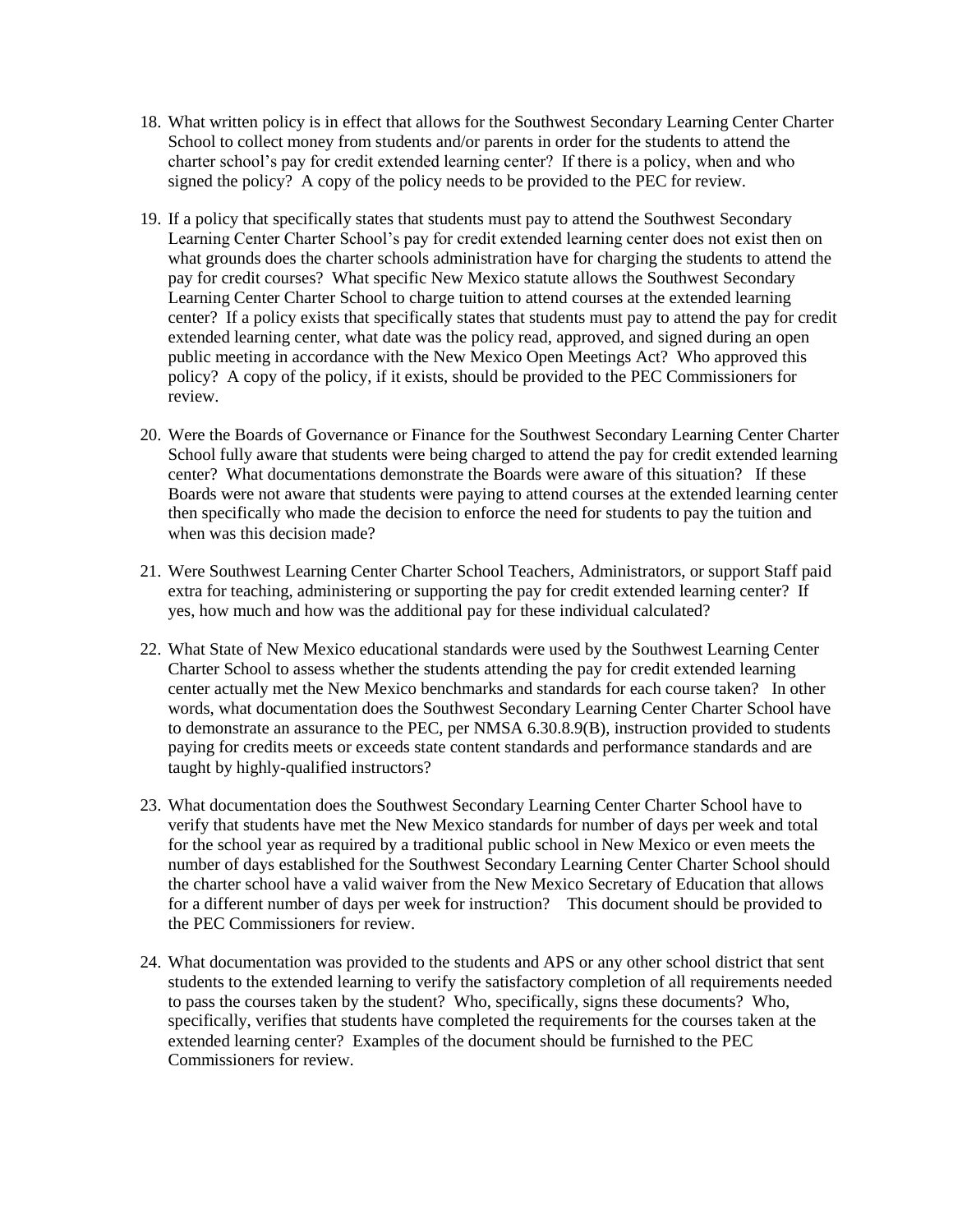18. What written policy is in effect that allows for the Southwest Secondary Learning Center Charter School to collect money from students and/or parents in order for the students to attend the charter school's pay for credit extended learning center? If there is a policy, when and who signed the policy? A copy of the policy needs to be provided to the PEC for review.

19. If a policy that specifically states that students must pay to attend the Southwest Secondary Learning Center Charter School's pay for credit extended learning center does not exist then on what grounds does the charter schools administration have for charging the students to attend the pay for credit courses? What specific New Mexico statute allows the Southwest Secondary Learning Center Charter School to charge tuition to attend courses at the extended learning center? If a policy exists that specifically states that students must pay to attend the pay for credit extended learning center, what date was the policy read, approved, and signed during an open public meeting in accordance with the New Mexico Open Meetings Act? Who approved this policy? A copy of the policy, if it exists, should be provided to the PEC Commissioners for review.

20. Were the Boards of Governance or Finance for the Southwest Secondary Learning Center Charter School fully aware that students were being charged to attend the pay for credit extended learning center? What documentations demonstrate the Boards were aware of this situation? If these Boards were not aware that students were paying to attend courses at the extended learning center then specifically who made the decision to enforce the need for students to pay the tuition and when was this decision made?

21. Were Southwest Learning Center Charter School Teachers, Administrators, or support Staff paid extra for teaching, administering or supporting the pay for credit extended learning center? If yes, how much and how was the additional pay for these individual calculated?

22. What State of New Mexico educational standards were used by the Southwest Learning Center Charter School to assess whether the students attending the pay for credit extended learning center actually met the New Mexico benchmarks and standards for each course taken? In other words, what documentation does the Southwest Secondary Learning Center Charter School have to demonstrate an assurance to the PEC, per NMSA 6.30.8.9(B), instruction provided to students paying for credits meets or exceeds state content standards and performance standards and are taught by highly-qualified instructors?

23. What documentation does the Southwest Secondary Learning Center Charter School have to verify that students have met the New Mexico standards for number of days per week and total for the school year as required by a traditional public school in New Mexico or even meets the number of days established for the Southwest Secondary Learning Center Charter School should the charter school have a valid waiver from the New Mexico Secretary of Education that allows for a different number of days per week for instruction? This document should be provided to the PEC Commissioners for review.

24. What documentation was provided to the students and APS or any other school district that sent students to the extended learning to verify the satisfactory completion of all requirements needed to pass the courses taken by the student? Who, specifically, signs these documents? Who, specifically, verifies that students have completed the requirements for the courses taken at the extended learning center? Examples of the document should be furnished to the PEC Commissioners for review.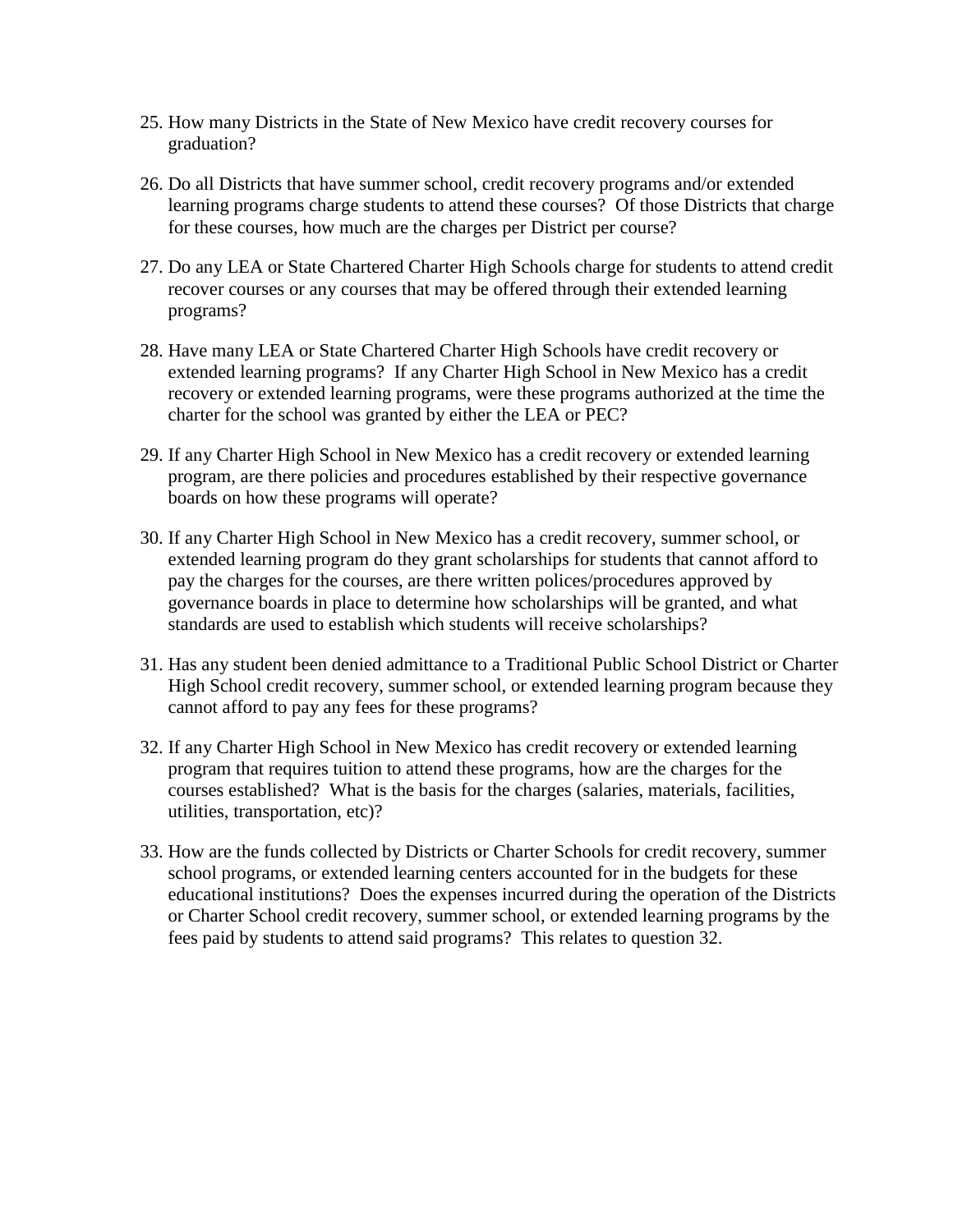25. How many Districts in the State of New Mexico have credit recovery courses for graduation?

26. Do all Districts that have summer school, credit recovery programs and/or extended learning programs charge students to attend these courses? Of those Districts that charge for these courses, how much are the charges per District per course?

27. Do any LEA or State Chartered Charter High Schools charge for students to attend credit recover courses or any courses that may be offered through their extended learning programs?

28. Have many LEA or State Chartered Charter High Schools have credit recovery or extended learning programs? If any Charter High School in New Mexico has a credit recovery or extended learning programs, were these programs authorized at the time the charter for the school was granted by either the LEA or PEC?

29. If any Charter High School in New Mexico has a credit recovery or extended learning program, are there policies and procedures established by their respective governance boards on how these programs will operate?

30. If any Charter High School in New Mexico has a credit recovery, summer school, or extended learning program do they grant scholarships for students that cannot afford to pay the charges for the courses, are there written polices/procedures approved by governance boards in place to determine how scholarships will be granted, and what standards are used to establish which students will receive scholarships?

31. Has any student been denied admittance to a Traditional Public School District or Charter High School credit recovery, summer school, or extended learning program because they cannot afford to pay any fees for these programs?

32. If any Charter High School in New Mexico has credit recovery or extended learning program that requires tuition to attend these programs, how are the charges for the courses established? What is the basis for the charges (salaries, materials, facilities, utilities, transportation, etc)?

33. How are the funds collected by Districts or Charter Schools for credit recovery, summer school programs, or extended learning centers accounted for in the budgets for these educational institutions? Does the expenses incurred during the operation of the Districts or Charter School credit recovery, summer school, or extended learning programs by the fees paid by students to attend said programs? This relates to question 32.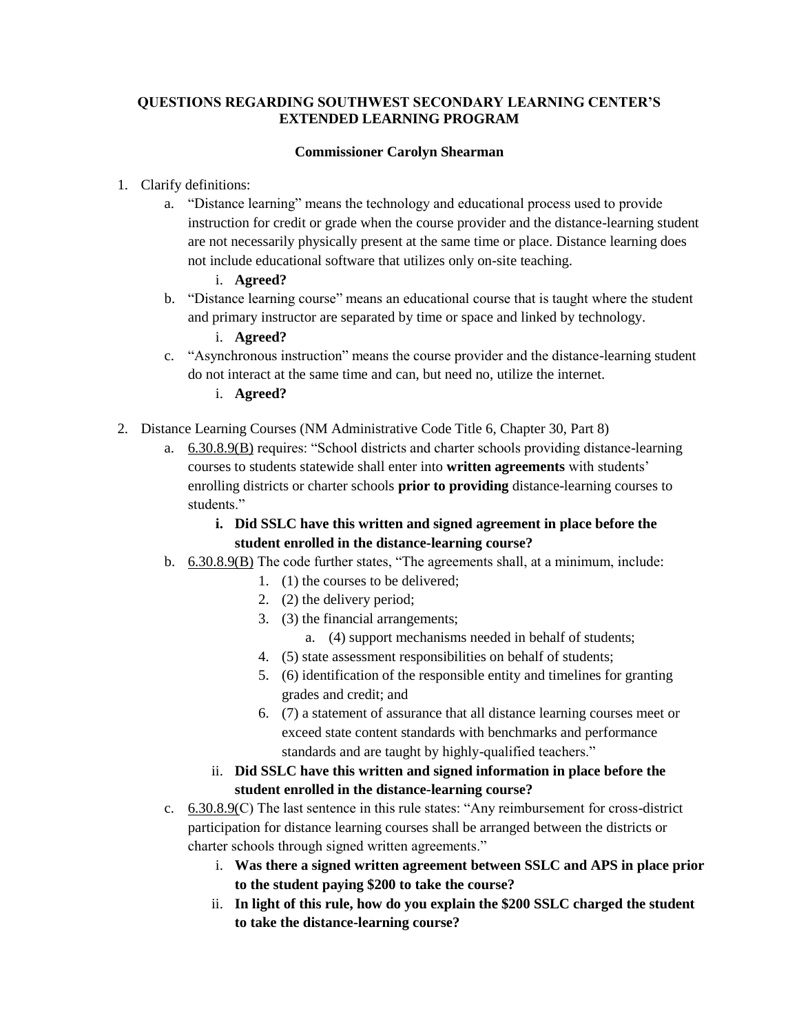**QUESTIONS REGARDING SOUTHWEST SECONDARY LEARNING CENTER'S EXTENDED LEARNING PROGRAM**

**Commissioner Carolyn Shearman**

1. Clarify definitions:
   a. "Distance learning" means the technology and educational process used to provide instruction for credit or grade when the course provider and the distance-learning student are not necessarily physically present at the same time or place. Distance learning does not include educational software that utilizes only on-site teaching.
      i. **Agreed?**
   b. "Distance learning course" means an educational course that is taught where the student and primary instructor are separated by time or space and linked by technology.
      i. **Agreed?**
   c. "Asynchronous instruction" means the course provider and the distance-learning student do not interact at the same time and can, but need no, utilize the internet.
      i. **Agreed?**

2. Distance Learning Courses (NM Administrative Code Title 6, Chapter 30, Part 8)
   a. 6.30.8.9(B) requires: "School districts and charter schools providing distance-learning courses to students statewide shall enter into **written agreements** with students' enrolling districts or charter schools **prior to providing** distance-learning courses to students."
      i. **Did SSLC have this written and signed agreement in place before the student enrolled in the distance-learning course?**
   b. 6.30.8.9(B) The code further states, "The agreements shall, at a minimum, include:
      1. (1) the courses to be delivered;
      2. (2) the delivery period;
      3. (3) the financial arrangements;
         a. (4) support mechanisms needed in behalf of students;
      4. (5) state assessment responsibilities on behalf of students;
      5. (6) identification of the responsible entity and timelines for granting grades and credit; and
      6. (7) a statement of assurance that all distance learning courses meet or exceed state content standards with benchmarks and performance standards and are taught by highly-qualified teachers."

      ii. **Did SSLC have this written and signed information in place before the student enrolled in the distance-learning course?**
   c. 6.30.8.9(C) The last sentence in this rule states: "Any reimbursement for cross-district participation for distance learning courses shall be arranged between the districts or charter schools through signed written agreements."
      i. **Was there a signed written agreement between SSLC and APS in place prior to the student paying $200 to take the course?**
      ii. **In light of this rule, how do you explain the $200 SSLC charged the student to take the distance-learning course?**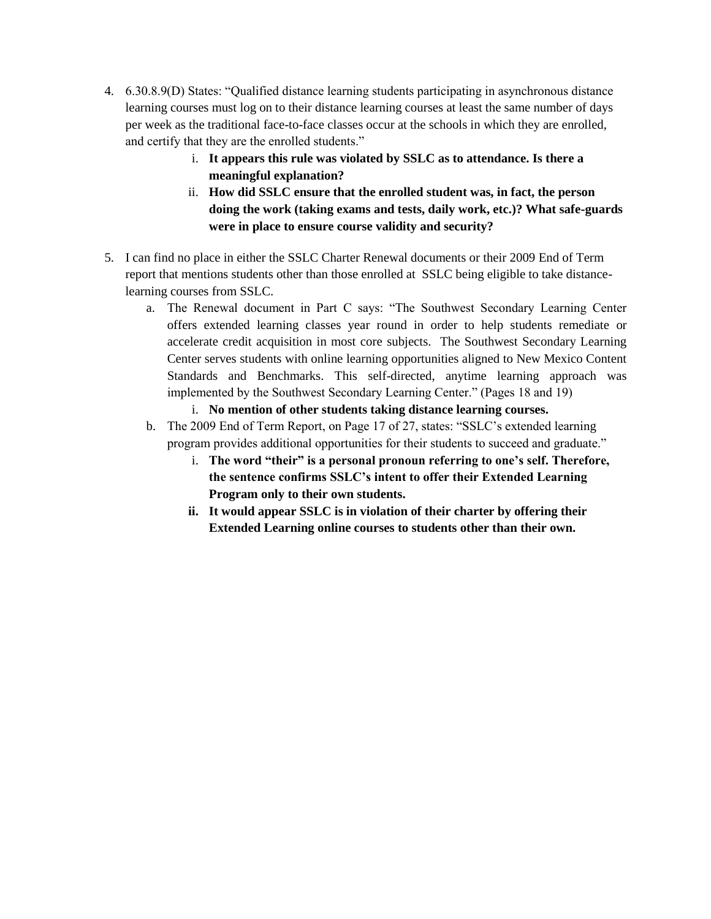4. 6.30.8.9(D) States: "Qualified distance learning students participating in asynchronous distance learning courses must log on to their distance learning courses at least the same number of days per week as the traditional face-to-face classes occur at the schools in which they are enrolled, and certify that they are the enrolled students."
   i. **It appears this rule was violated by SSLC as to attendance. Is there a meaningful explanation?**
   ii. **How did SSLC ensure that the enrolled student was, in fact, the person doing the work (taking exams and tests, daily work, etc.)? What safe-guards were in place to ensure course validity and security?**

5. I can find no place in either the SSLC Charter Renewal documents or their 2009 End of Term report that mentions students other than those enrolled at SSLC being eligible to take distance-learning courses from SSLC.
   a. The Renewal document in Part C says: "The Southwest Secondary Learning Center offers extended learning classes year round in order to help students remediate or accelerate credit acquisition in most core subjects. The Southwest Secondary Learning Center serves students with online learning opportunities aligned to New Mexico Content Standards and Benchmarks. This self-directed, anytime learning approach was implemented by the Southwest Secondary Learning Center." (Pages 18 and 19)
      i. **No mention of other students taking distance learning courses.**
   b. The 2009 End of Term Report, on Page 17 of 27, states: "SSLC's extended learning program provides additional opportunities for their students to succeed and graduate."
      i. **The word "their" is a personal pronoun referring to one's self. Therefore, the sentence confirms SSLC's intent to offer their Extended Learning Program only to their own students.**
      ii. **It would appear SSLC is in violation of their charter by offering their Extended Learning online courses to students other than their own.**